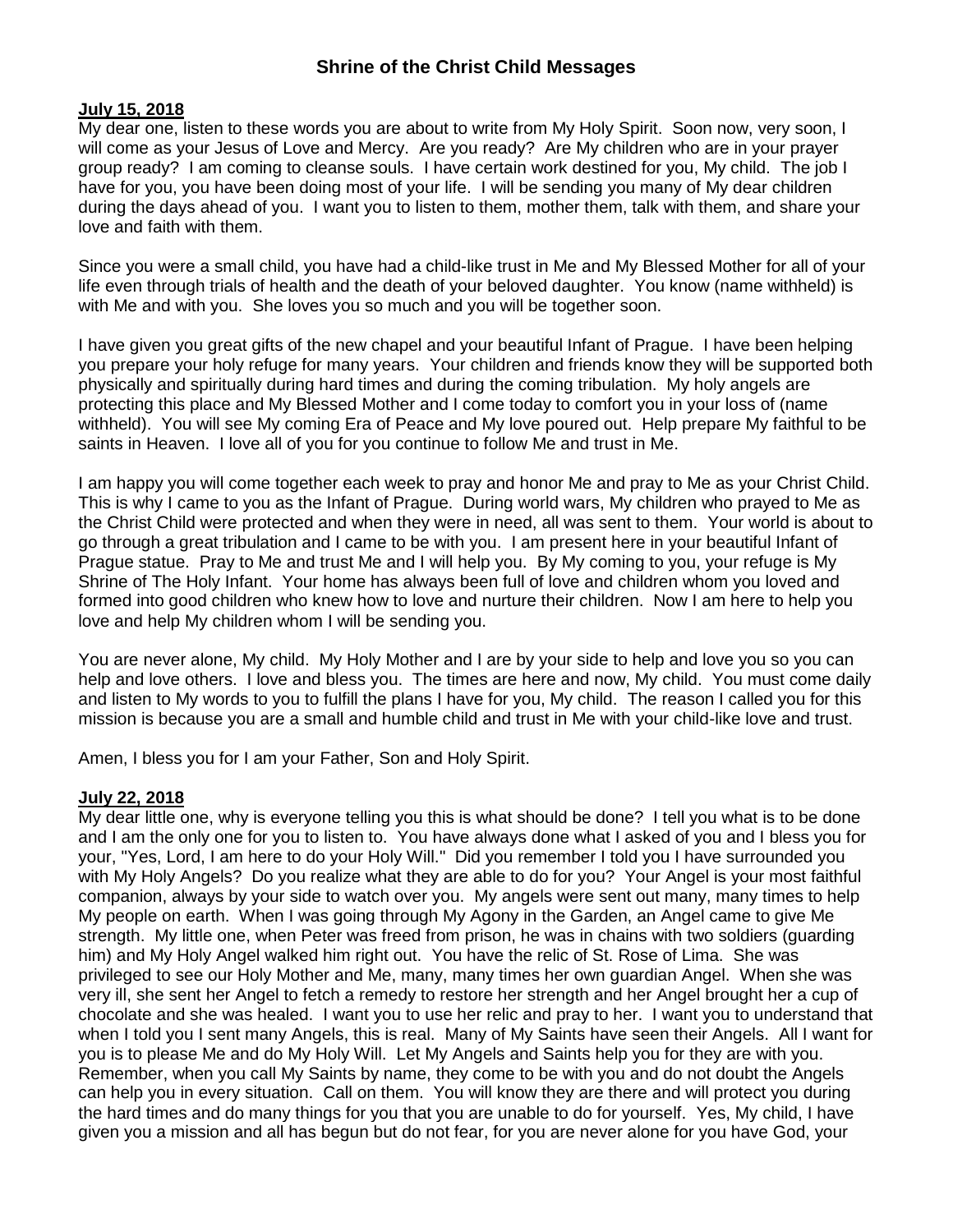# Shrine of the Christ Child Messages

**July 15, 2018**

My dear one, listen to these words you are about to write from My Holy Spirit. Soon now, very soon, I will come as your Jesus of Love and Mercy. Are you ready? Are My children who are in your prayer group ready? I am coming to cleanse souls. I have certain work destined for you, My child. The job I have for you, you have been doing most of your life. I will be sending you many of My dear children during the days ahead of you. I want you to listen to them, mother them, talk with them, and share your love and faith with them.

Since you were a small child, you have had a child-like trust in Me and My Blessed Mother for all of your life even through trials of health and the death of your beloved daughter. You know (name withheld) is with Me and with you. She loves you so much and you will be together soon.

I have given you great gifts of the new chapel and your beautiful Infant of Prague. I have been helping you prepare your holy refuge for many years. Your children and friends know they will be supported both physically and spiritually during hard times and during the coming tribulation. My holy angels are protecting this place and My Blessed Mother and I come today to comfort you in your loss of (name withheld). You will see My coming Era of Peace and My love poured out. Help prepare My faithful to be saints in Heaven. I love all of you for you continue to follow Me and trust in Me.

I am happy you will come together each week to pray and honor Me and pray to Me as your Christ Child. This is why I came to you as the Infant of Prague. During world wars, My children who prayed to Me as the Christ Child were protected and when they were in need, all was sent to them. Your world is about to go through a great tribulation and I came to be with you. I am present here in your beautiful Infant of Prague statue. Pray to Me and trust Me and I will help you. By My coming to you, your refuge is My Shrine of The Holy Infant. Your home has always been full of love and children whom you loved and formed into good children who knew how to love and nurture their children. Now I am here to help you love and help My children whom I will be sending you.

You are never alone, My child. My Holy Mother and I are by your side to help and love you so you can help and love others. I love and bless you. The times are here and now, My child. You must come daily and listen to My words to you to fulfill the plans I have for you, My child. The reason I called you for this mission is because you are a small and humble child and trust in Me with your child-like love and trust.

Amen, I bless you for I am your Father, Son and Holy Spirit.

**July 22, 2018**

My dear little one, why is everyone telling you this is what should be done? I tell you what is to be done and I am the only one for you to listen to. You have always done what I asked of you and I bless you for your, "Yes, Lord, I am here to do your Holy Will." Did you remember I told you I have surrounded you with My Holy Angels? Do you realize what they are able to do for you? Your Angel is your most faithful companion, always by your side to watch over you. My angels were sent out many, many times to help My people on earth. When I was going through My Agony in the Garden, an Angel came to give Me strength. My little one, when Peter was freed from prison, he was in chains with two soldiers (guarding him) and My Holy Angel walked him right out. You have the relic of St. Rose of Lima. She was privileged to see our Holy Mother and Me, many, many times her own guardian Angel. When she was very ill, she sent her Angel to fetch a remedy to restore her strength and her Angel brought her a cup of chocolate and she was healed. I want you to use her relic and pray to her. I want you to understand that when I told you I sent many Angels, this is real. Many of My Saints have seen their Angels. All I want for you is to please Me and do My Holy Will. Let My Angels and Saints help you for they are with you. Remember, when you call My Saints by name, they come to be with you and do not doubt the Angels can help you in every situation. Call on them. You will know they are there and will protect you during the hard times and do many things for you that you are unable to do for yourself. Yes, My child, I have given you a mission and all has begun but do not fear, for you are never alone for you have God, your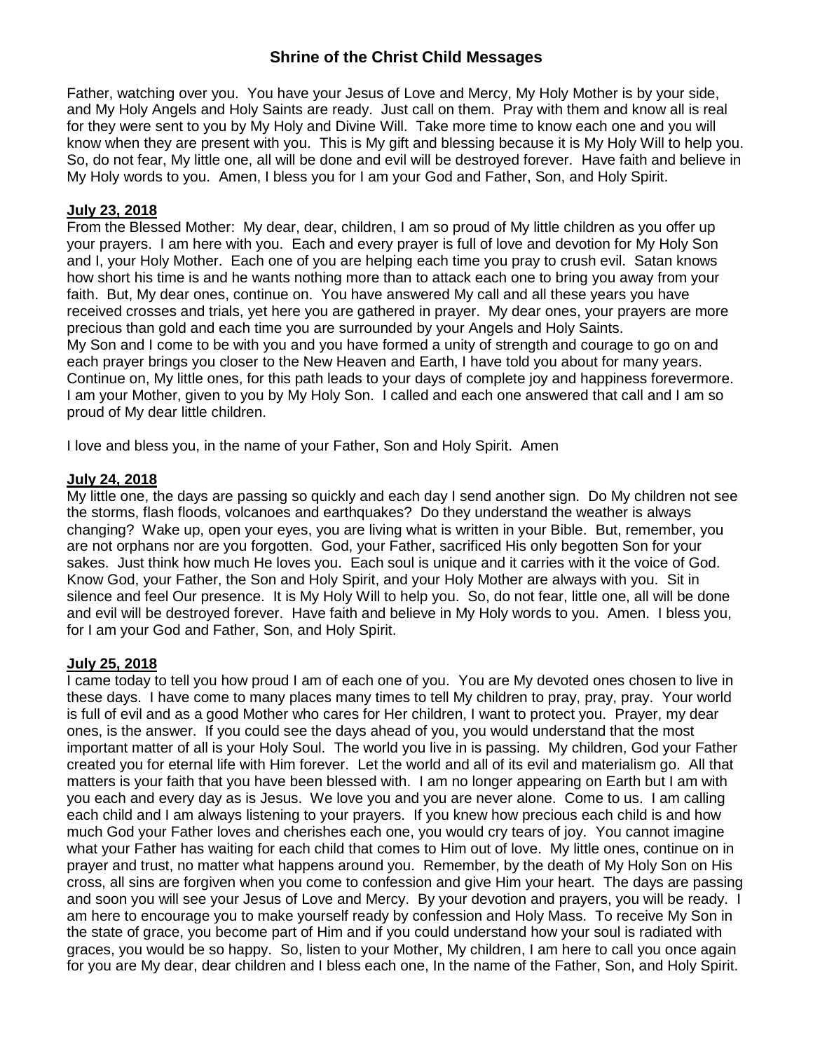Father, watching over you. You have your Jesus of Love and Mercy, My Holy Mother is by your side, and My Holy Angels and Holy Saints are ready. Just call on them. Pray with them and know all is real for they were sent to you by My Holy and Divine Will. Take more time to know each one and you will know when they are present with you. This is My gift and blessing because it is My Holy Will to help you. So, do not fear, My little one, all will be done and evil will be destroyed forever. Have faith and believe in My Holy words to you. Amen, I bless you for I am your God and Father, Son, and Holy Spirit.

**July 23, 2018**

From the Blessed Mother: My dear, dear, children, I am so proud of My little children as you offer up your prayers. I am here with you. Each and every prayer is full of love and devotion for My Holy Son and I, your Holy Mother. Each one of you are helping each time you pray to crush evil. Satan knows how short his time is and he wants nothing more than to attack each one to bring you away from your faith. But, My dear ones, continue on. You have answered My call and all these years you have received crosses and trials, yet here you are gathered in prayer. My dear ones, your prayers are more precious than gold and each time you are surrounded by your Angels and Holy Saints.

My Son and I come to be with you and you have formed a unity of strength and courage to go on and each prayer brings you closer to the New Heaven and Earth, I have told you about for many years. Continue on, My little ones, for this path leads to your days of complete joy and happiness forevermore. I am your Mother, given to you by My Holy Son. I called and each one answered that call and I am so proud of My dear little children.

I love and bless you, in the name of your Father, Son and Holy Spirit. Amen

**July 24, 2018**

My little one, the days are passing so quickly and each day I send another sign. Do My children not see the storms, flash floods, volcanoes and earthquakes? Do they understand the weather is always changing? Wake up, open your eyes, you are living what is written in your Bible. But, remember, you are not orphans nor are you forgotten. God, your Father, sacrificed His only begotten Son for your sakes. Just think how much He loves you. Each soul is unique and it carries with it the voice of God. Know God, your Father, the Son and Holy Spirit, and your Holy Mother are always with you. Sit in silence and feel Our presence. It is My Holy Will to help you. So, do not fear, little one, all will be done and evil will be destroyed forever. Have faith and believe in My Holy words to you. Amen. I bless you, for I am your God and Father, Son, and Holy Spirit.

**July 25, 2018**

I came today to tell you how proud I am of each one of you. You are My devoted ones chosen to live in these days. I have come to many places many times to tell My children to pray, pray, pray. Your world is full of evil and as a good Mother who cares for Her children, I want to protect you. Prayer, my dear ones, is the answer. If you could see the days ahead of you, you would understand that the most important matter of all is your Holy Soul. The world you live in is passing. My children, God your Father created you for eternal life with Him forever. Let the world and all of its evil and materialism go. All that matters is your faith that you have been blessed with. I am no longer appearing on Earth but I am with you each and every day as is Jesus. We love you and you are never alone. Come to us. I am calling each child and I am always listening to your prayers. If you knew how precious each child is and how much God your Father loves and cherishes each one, you would cry tears of joy. You cannot imagine what your Father has waiting for each child that comes to Him out of love. My little ones, continue on in prayer and trust, no matter what happens around you. Remember, by the death of My Holy Son on His cross, all sins are forgiven when you come to confession and give Him your heart. The days are passing and soon you will see your Jesus of Love and Mercy. By your devotion and prayers, you will be ready. I am here to encourage you to make yourself ready by confession and Holy Mass. To receive My Son in the state of grace, you become part of Him and if you could understand how your soul is radiated with graces, you would be so happy. So, listen to your Mother, My children, I am here to call you once again for you are My dear, dear children and I bless each one, In the name of the Father, Son, and Holy Spirit.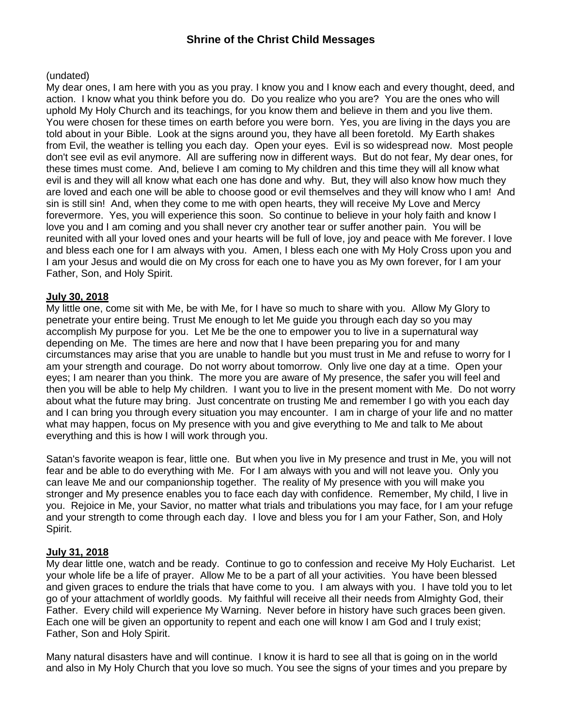## Shrine of the Christ Child Messages

(undated)
My dear ones, I am here with you as you pray. I know you and I know each and every thought, deed, and action. I know what you think before you do. Do you realize who you are? You are the ones who will uphold My Holy Church and its teachings, for you know them and believe in them and you live them. You were chosen for these times on earth before you were born. Yes, you are living in the days you are told about in your Bible. Look at the signs around you, they have all been foretold. My Earth shakes from Evil, the weather is telling you each day. Open your eyes. Evil is so widespread now. Most people don't see evil as evil anymore. All are suffering now in different ways. But do not fear, My dear ones, for these times must come. And, believe I am coming to My children and this time they will all know what evil is and they will all know what each one has done and why. But, they will also know how much they are loved and each one will be able to choose good or evil themselves and they will know who I am! And sin is still sin! And, when they come to me with open hearts, they will receive My Love and Mercy forevermore. Yes, you will experience this soon. So continue to believe in your holy faith and know I love you and I am coming and you shall never cry another tear or suffer another pain. You will be reunited with all your loved ones and your hearts will be full of love, joy and peace with Me forever. I love and bless each one for I am always with you. Amen, I bless each one with My Holy Cross upon you and I am your Jesus and would die on My cross for each one to have you as My own forever, for I am your Father, Son, and Holy Spirit.

**July 30, 2018**
My little one, come sit with Me, be with Me, for I have so much to share with you. Allow My Glory to penetrate your entire being. Trust Me enough to let Me guide you through each day so you may accomplish My purpose for you. Let Me be the one to empower you to live in a supernatural way depending on Me. The times are here and now that I have been preparing you for and many circumstances may arise that you are unable to handle but you must trust in Me and refuse to worry for I am your strength and courage. Do not worry about tomorrow. Only live one day at a time. Open your eyes; I am nearer than you think. The more you are aware of My presence, the safer you will feel and then you will be able to help My children. I want you to live in the present moment with Me. Do not worry about what the future may bring. Just concentrate on trusting Me and remember I go with you each day and I can bring you through every situation you may encounter. I am in charge of your life and no matter what may happen, focus on My presence with you and give everything to Me and talk to Me about everything and this is how I will work through you.

Satan's favorite weapon is fear, little one. But when you live in My presence and trust in Me, you will not fear and be able to do everything with Me. For I am always with you and will not leave you. Only you can leave Me and our companionship together. The reality of My presence with you will make you stronger and My presence enables you to face each day with confidence. Remember, My child, I live in you. Rejoice in Me, your Savior, no matter what trials and tribulations you may face, for I am your refuge and your strength to come through each day. I love and bless you for I am your Father, Son, and Holy Spirit.

**July 31, 2018**
My dear little one, watch and be ready. Continue to go to confession and receive My Holy Eucharist. Let your whole life be a life of prayer. Allow Me to be a part of all your activities. You have been blessed and given graces to endure the trials that have come to you. I am always with you. I have told you to let go of your attachment of worldly goods. My faithful will receive all their needs from Almighty God, their Father. Every child will experience My Warning. Never before in history have such graces been given. Each one will be given an opportunity to repent and each one will know I am God and I truly exist; Father, Son and Holy Spirit.

Many natural disasters have and will continue. I know it is hard to see all that is going on in the world and also in My Holy Church that you love so much. You see the signs of your times and you prepare by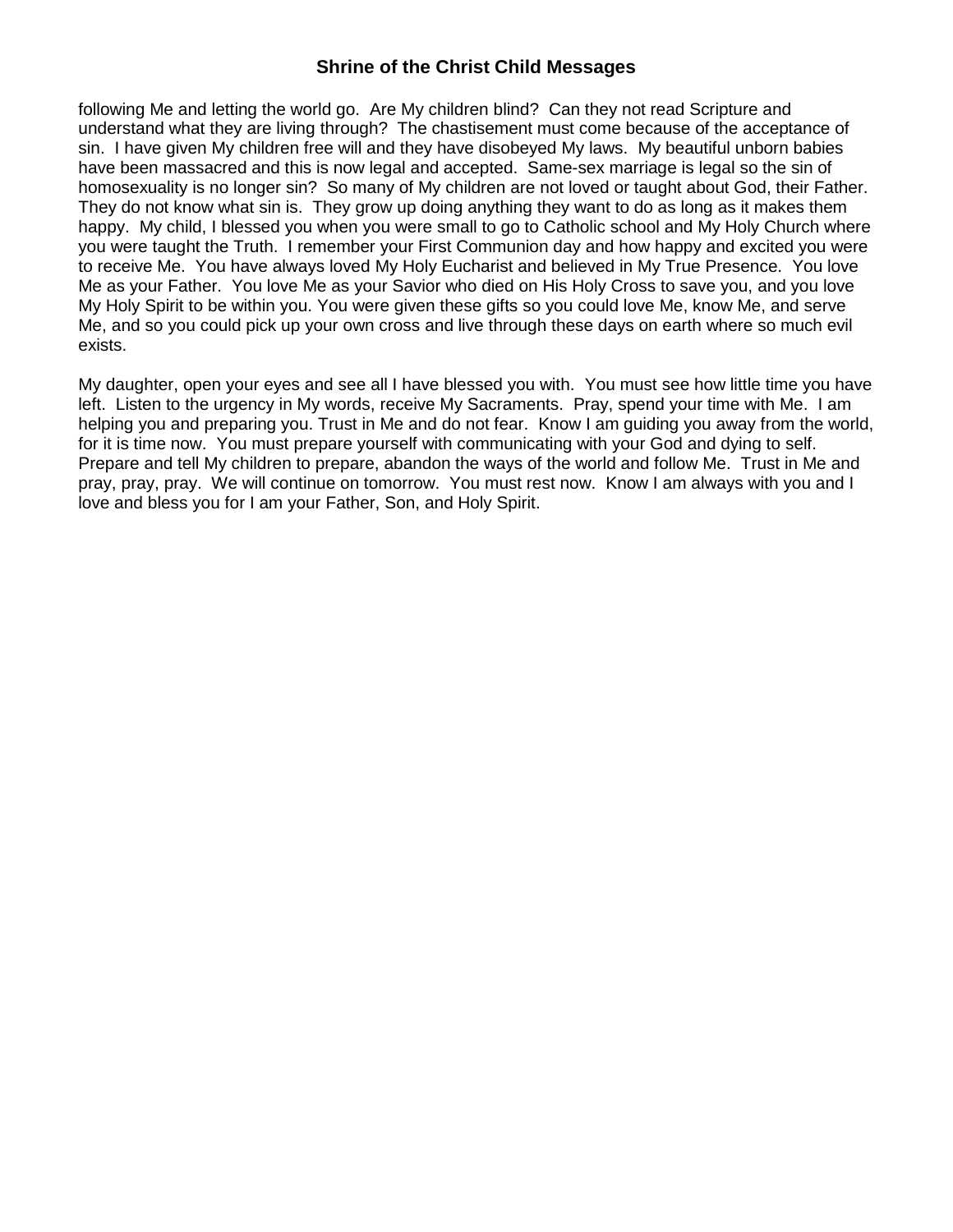following Me and letting the world go. Are My children blind? Can they not read Scripture and understand what they are living through? The chastisement must come because of the acceptance of sin. I have given My children free will and they have disobeyed My laws. My beautiful unborn babies have been massacred and this is now legal and accepted. Same-sex marriage is legal so the sin of homosexuality is no longer sin? So many of My children are not loved or taught about God, their Father. They do not know what sin is. They grow up doing anything they want to do as long as it makes them happy. My child, I blessed you when you were small to go to Catholic school and My Holy Church where you were taught the Truth. I remember your First Communion day and how happy and excited you were to receive Me. You have always loved My Holy Eucharist and believed in My True Presence. You love Me as your Father. You love Me as your Savior who died on His Holy Cross to save you, and you love My Holy Spirit to be within you. You were given these gifts so you could love Me, know Me, and serve Me, and so you could pick up your own cross and live through these days on earth where so much evil exists.

My daughter, open your eyes and see all I have blessed you with. You must see how little time you have left. Listen to the urgency in My words, receive My Sacraments. Pray, spend your time with Me. I am helping you and preparing you. Trust in Me and do not fear. Know I am guiding you away from the world, for it is time now. You must prepare yourself with communicating with your God and dying to self. Prepare and tell My children to prepare, abandon the ways of the world and follow Me. Trust in Me and pray, pray, pray. We will continue on tomorrow. You must rest now. Know I am always with you and I love and bless you for I am your Father, Son, and Holy Spirit.